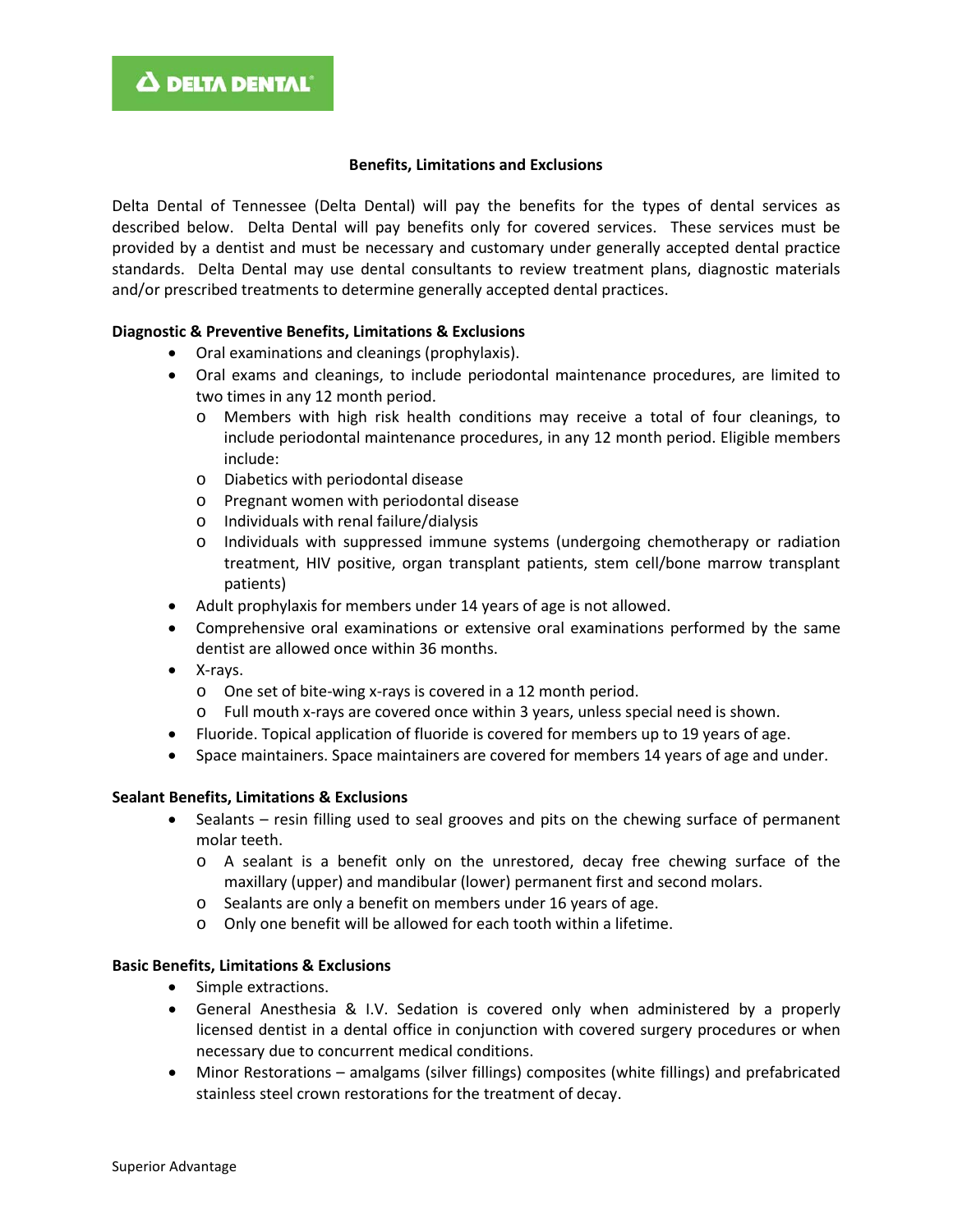DELTA DENTAL

## Benefits, Limitations and Exclusions

Delta Dental of Tennessee (Delta Dental) will pay the benefits for the types of dental services as described below. Delta Dental will pay benefits only for covered services. These services must be provided by a dentist and must be necessary and customary under generally accepted dental practice standards. Delta Dental may use dental consultants to review treatment plans, diagnostic materials and/or prescribed treatments to determine generally accepted dental practices.

### Diagnostic & Preventive Benefits, Limitations & Exclusions

- Oral examinations and cleanings (prophylaxis).
- Oral exams and cleanings, to include periodontal maintenance procedures, are limited to two times in any 12 month period.
  - Members with high risk health conditions may receive a total of four cleanings, to include periodontal maintenance procedures, in any 12 month period. Eligible members include:
  - Diabetics with periodontal disease
  - Pregnant women with periodontal disease
  - Individuals with renal failure/dialysis
  - Individuals with suppressed immune systems (undergoing chemotherapy or radiation treatment, HIV positive, organ transplant patients, stem cell/bone marrow transplant patients)
- Adult prophylaxis for members under 14 years of age is not allowed.
- Comprehensive oral examinations or extensive oral examinations performed by the same dentist are allowed once within 36 months.
- X-rays.
  - One set of bite-wing x-rays is covered in a 12 month period.
  - Full mouth x-rays are covered once within 3 years, unless special need is shown.
- Fluoride. Topical application of fluoride is covered for members up to 19 years of age.
- Space maintainers. Space maintainers are covered for members 14 years of age and under.

### Sealant Benefits, Limitations & Exclusions

- Sealants – resin filling used to seal grooves and pits on the chewing surface of permanent molar teeth.
  - A sealant is a benefit only on the unrestored, decay free chewing surface of the maxillary (upper) and mandibular (lower) permanent first and second molars.
  - Sealants are only a benefit on members under 16 years of age.
  - Only one benefit will be allowed for each tooth within a lifetime.

### Basic Benefits, Limitations & Exclusions

- Simple extractions.
- General Anesthesia & I.V. Sedation is covered only when administered by a properly licensed dentist in a dental office in conjunction with covered surgery procedures or when necessary due to concurrent medical conditions.
- Minor Restorations – amalgams (silver fillings) composites (white fillings) and prefabricated stainless steel crown restorations for the treatment of decay.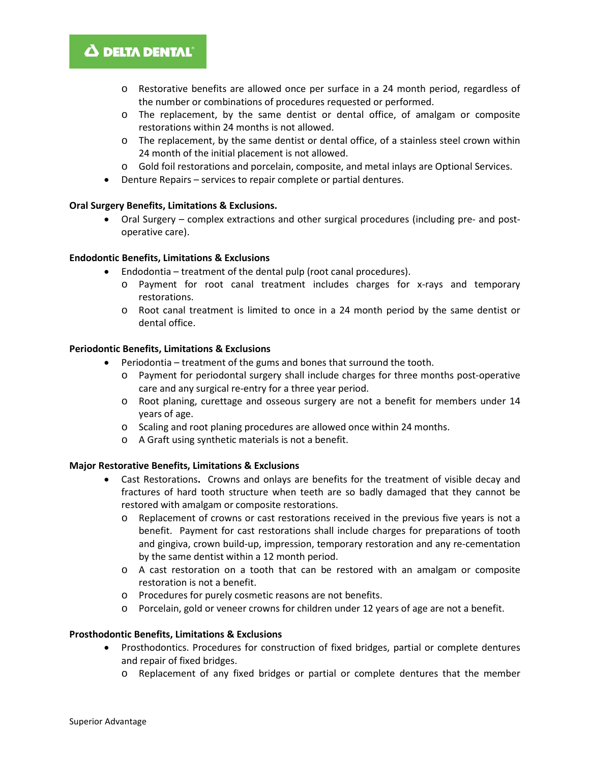- Restorative benefits are allowed once per surface in a 24 month period, regardless of the number or combinations of procedures requested or performed.
  - The replacement, by the same dentist or dental office, of amalgam or composite restorations within 24 months is not allowed.
  - The replacement, by the same dentist or dental office, of a stainless steel crown within 24 month of the initial placement is not allowed.
  - Gold foil restorations and porcelain, composite, and metal inlays are Optional Services.
- Denture Repairs – services to repair complete or partial dentures.

**Oral Surgery Benefits, Limitations & Exclusions.**

- Oral Surgery – complex extractions and other surgical procedures (including pre- and post-operative care).

**Endodontic Benefits, Limitations & Exclusions**

- Endodontia – treatment of the dental pulp (root canal procedures).
  - Payment for root canal treatment includes charges for x-rays and temporary restorations.
  - Root canal treatment is limited to once in a 24 month period by the same dentist or dental office.

**Periodontic Benefits, Limitations & Exclusions**

- Periodontia – treatment of the gums and bones that surround the tooth.
  - Payment for periodontal surgery shall include charges for three months post-operative care and any surgical re-entry for a three year period.
  - Root planing, curettage and osseous surgery are not a benefit for members under 14 years of age.
  - Scaling and root planing procedures are allowed once within 24 months.
  - A Graft using synthetic materials is not a benefit.

**Major Restorative Benefits, Limitations & Exclusions**

- Cast Restorations**.** Crowns and onlays are benefits for the treatment of visible decay and fractures of hard tooth structure when teeth are so badly damaged that they cannot be restored with amalgam or composite restorations.
  - Replacement of crowns or cast restorations received in the previous five years is not a benefit. Payment for cast restorations shall include charges for preparations of tooth and gingiva, crown build-up, impression, temporary restoration and any re-cementation by the same dentist within a 12 month period.
  - A cast restoration on a tooth that can be restored with an amalgam or composite restoration is not a benefit.
  - Procedures for purely cosmetic reasons are not benefits.
  - Porcelain, gold or veneer crowns for children under 12 years of age are not a benefit.

**Prosthodontic Benefits, Limitations & Exclusions**

- Prosthodontics. Procedures for construction of fixed bridges, partial or complete dentures and repair of fixed bridges.
  - Replacement of any fixed bridges or partial or complete dentures that the member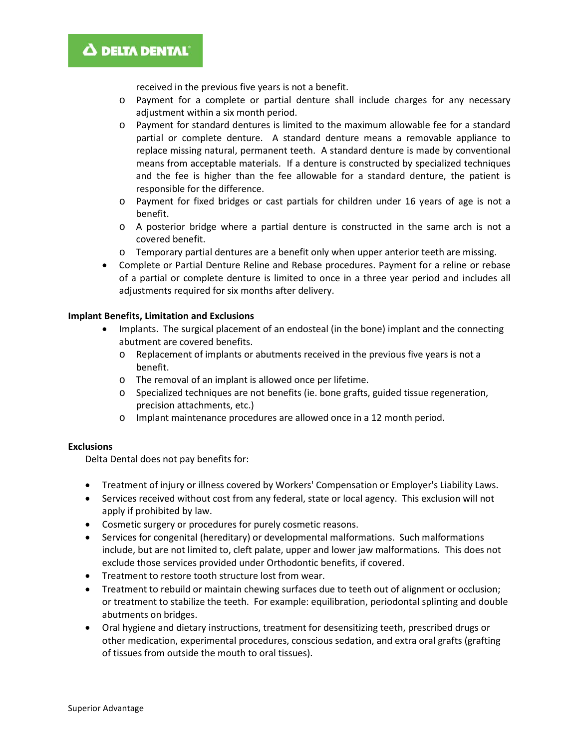received in the previous five years is not a benefit.

  - Payment for a complete or partial denture shall include charges for any necessary adjustment within a six month period.
  - Payment for standard dentures is limited to the maximum allowable fee for a standard partial or complete denture. A standard denture means a removable appliance to replace missing natural, permanent teeth. A standard denture is made by conventional means from acceptable materials. If a denture is constructed by specialized techniques and the fee is higher than the fee allowable for a standard denture, the patient is responsible for the difference.
  - Payment for fixed bridges or cast partials for children under 16 years of age is not a benefit.
  - A posterior bridge where a partial denture is constructed in the same arch is not a covered benefit.
  - Temporary partial dentures are a benefit only when upper anterior teeth are missing.
- Complete or Partial Denture Reline and Rebase procedures. Payment for a reline or rebase of a partial or complete denture is limited to once in a three year period and includes all adjustments required for six months after delivery.

**Implant Benefits, Limitation and Exclusions**

- Implants. The surgical placement of an endosteal (in the bone) implant and the connecting abutment are covered benefits.
  - Replacement of implants or abutments received in the previous five years is not a benefit.
  - The removal of an implant is allowed once per lifetime.
  - Specialized techniques are not benefits (ie. bone grafts, guided tissue regeneration, precision attachments, etc.)
  - Implant maintenance procedures are allowed once in a 12 month period.

**Exclusions**

Delta Dental does not pay benefits for:

- Treatment of injury or illness covered by Workers' Compensation or Employer's Liability Laws.
- Services received without cost from any federal, state or local agency. This exclusion will not apply if prohibited by law.
- Cosmetic surgery or procedures for purely cosmetic reasons.
- Services for congenital (hereditary) or developmental malformations. Such malformations include, but are not limited to, cleft palate, upper and lower jaw malformations. This does not exclude those services provided under Orthodontic benefits, if covered.
- Treatment to restore tooth structure lost from wear.
- Treatment to rebuild or maintain chewing surfaces due to teeth out of alignment or occlusion; or treatment to stabilize the teeth. For example: equilibration, periodontal splinting and double abutments on bridges.
- Oral hygiene and dietary instructions, treatment for desensitizing teeth, prescribed drugs or other medication, experimental procedures, conscious sedation, and extra oral grafts (grafting of tissues from outside the mouth to oral tissues).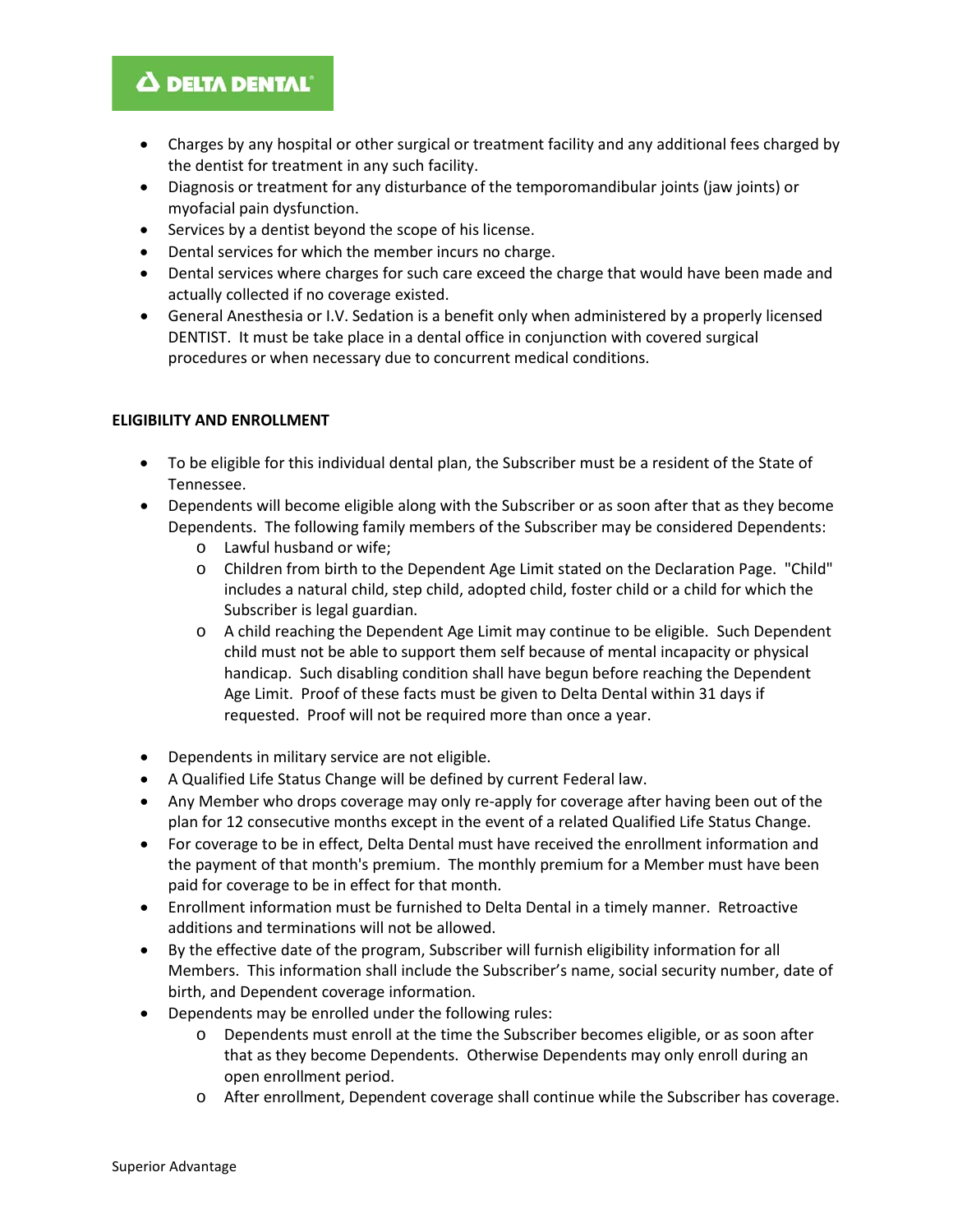- Charges by any hospital or other surgical or treatment facility and any additional fees charged by the dentist for treatment in any such facility.
- Diagnosis or treatment for any disturbance of the temporomandibular joints (jaw joints) or myofacial pain dysfunction.
- Services by a dentist beyond the scope of his license.
- Dental services for which the member incurs no charge.
- Dental services where charges for such care exceed the charge that would have been made and actually collected if no coverage existed.
- General Anesthesia or I.V. Sedation is a benefit only when administered by a properly licensed DENTIST. It must be take place in a dental office in conjunction with covered surgical procedures or when necessary due to concurrent medical conditions.

**ELIGIBILITY AND ENROLLMENT**

- To be eligible for this individual dental plan, the Subscriber must be a resident of the State of Tennessee.
- Dependents will become eligible along with the Subscriber or as soon after that as they become Dependents. The following family members of the Subscriber may be considered Dependents:
  - Lawful husband or wife;
  - Children from birth to the Dependent Age Limit stated on the Declaration Page. "Child" includes a natural child, step child, adopted child, foster child or a child for which the Subscriber is legal guardian.
  - A child reaching the Dependent Age Limit may continue to be eligible. Such Dependent child must not be able to support them self because of mental incapacity or physical handicap. Such disabling condition shall have begun before reaching the Dependent Age Limit. Proof of these facts must be given to Delta Dental within 31 days if requested. Proof will not be required more than once a year.
- Dependents in military service are not eligible.
- A Qualified Life Status Change will be defined by current Federal law.
- Any Member who drops coverage may only re-apply for coverage after having been out of the plan for 12 consecutive months except in the event of a related Qualified Life Status Change.
- For coverage to be in effect, Delta Dental must have received the enrollment information and the payment of that month's premium. The monthly premium for a Member must have been paid for coverage to be in effect for that month.
- Enrollment information must be furnished to Delta Dental in a timely manner. Retroactive additions and terminations will not be allowed.
- By the effective date of the program, Subscriber will furnish eligibility information for all Members. This information shall include the Subscriber's name, social security number, date of birth, and Dependent coverage information.
- Dependents may be enrolled under the following rules:
  - Dependents must enroll at the time the Subscriber becomes eligible, or as soon after that as they become Dependents. Otherwise Dependents may only enroll during an open enrollment period.
  - After enrollment, Dependent coverage shall continue while the Subscriber has coverage.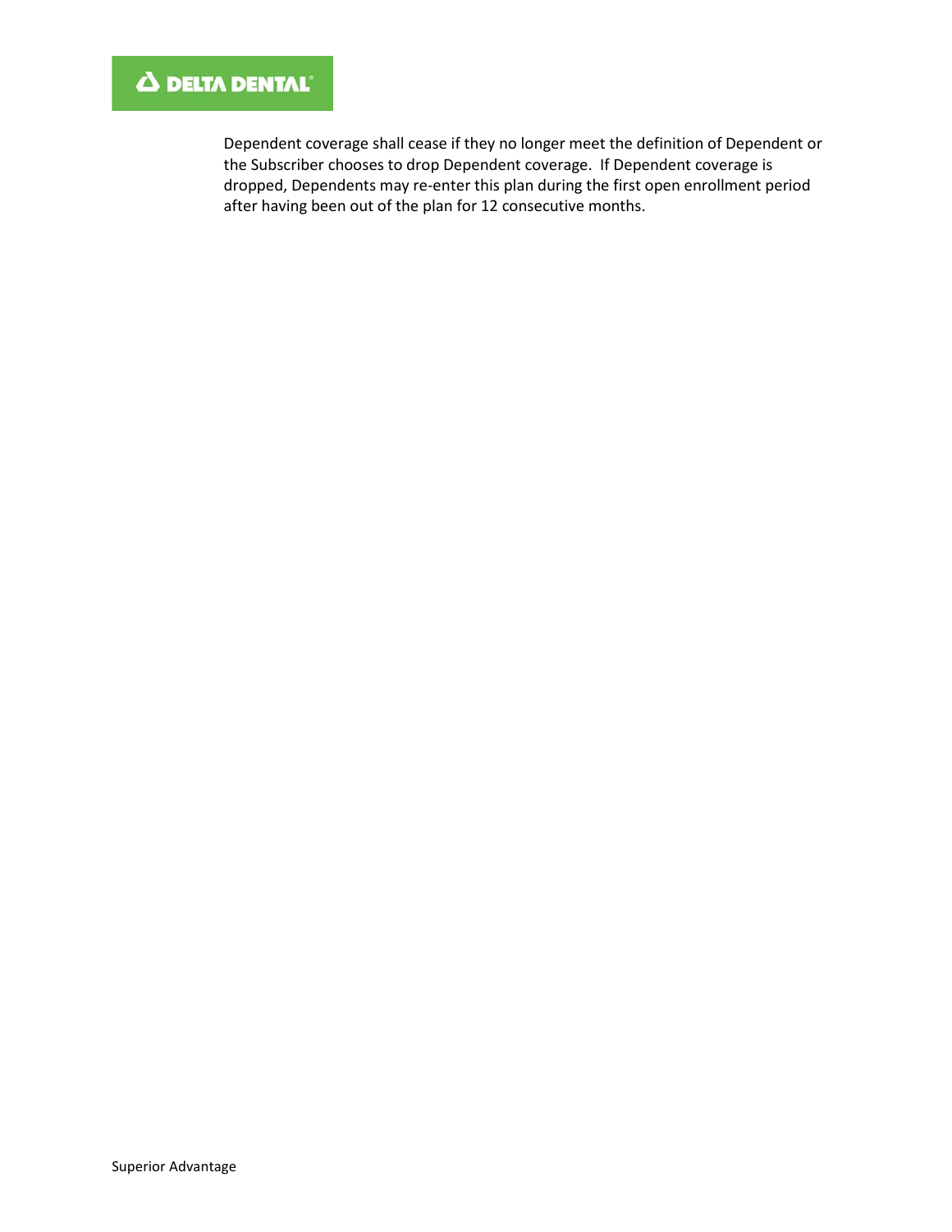Dependent coverage shall cease if they no longer meet the definition of Dependent or the Subscriber chooses to drop Dependent coverage. If Dependent coverage is dropped, Dependents may re-enter this plan during the first open enrollment period after having been out of the plan for 12 consecutive months.